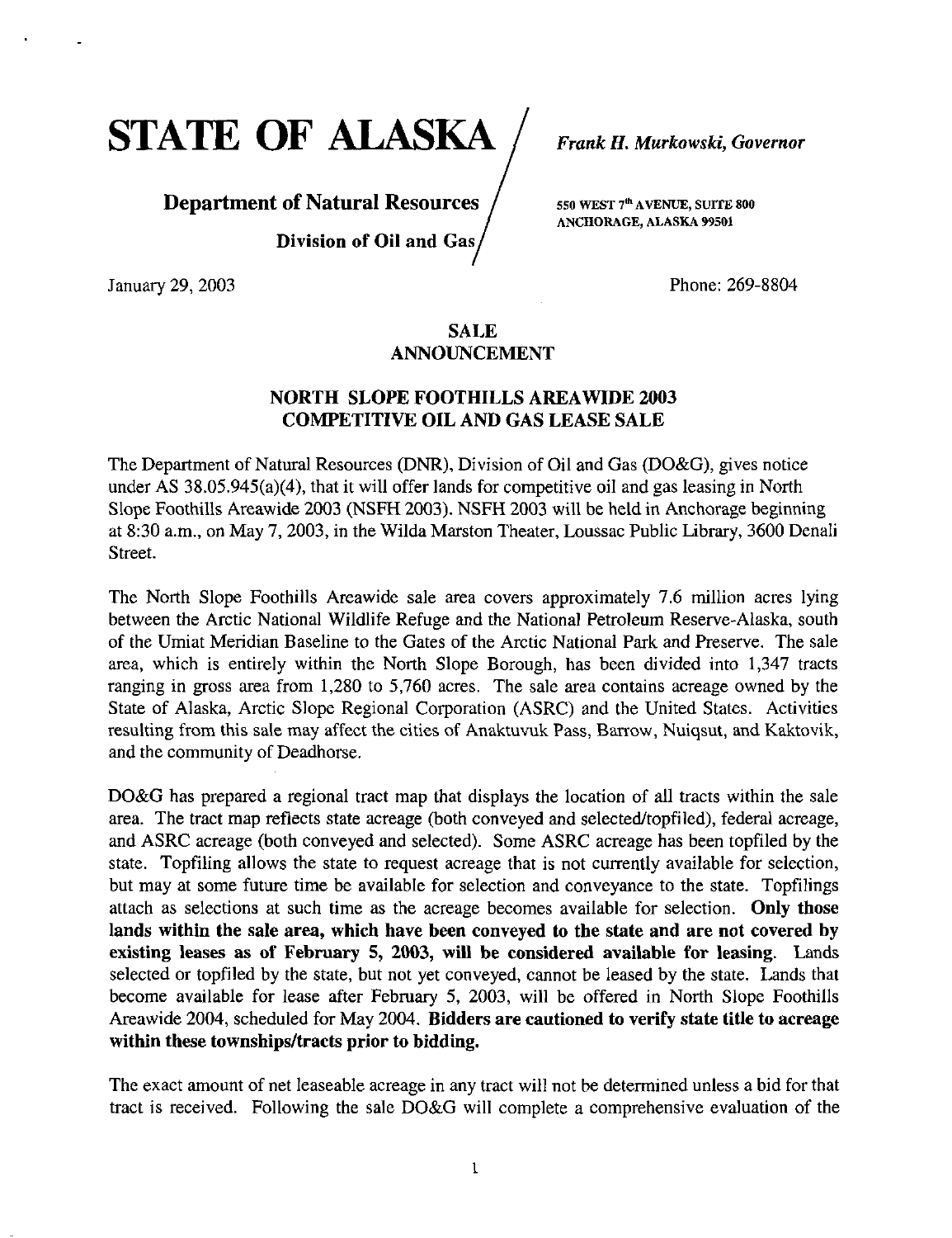# STATE OF ALASKA

*Frank H. Murkowski, Governor*

**Department of Natural Resources**

**Division of Oil and Gas**

550 WEST 7th AVENUE, SUITE 800
ANCHORAGE, ALASKA 99501

January 29, 2003

Phone: 269-8804

## SALE ANNOUNCEMENT

## NORTH SLOPE FOOTHILLS AREAWIDE 2003 COMPETITIVE OIL AND GAS LEASE SALE

The Department of Natural Resources (DNR), Division of Oil and Gas (DO&G), gives notice under AS 38.05.945(a)(4), that it will offer lands for competitive oil and gas leasing in North Slope Foothills Areawide 2003 (NSFH 2003). NSFH 2003 will be held in Anchorage beginning at 8:30 a.m., on May 7, 2003, in the Wilda Marston Theater, Loussac Public Library, 3600 Denali Street.

The North Slope Foothills Areawide sale area covers approximately 7.6 million acres lying between the Arctic National Wildlife Refuge and the National Petroleum Reserve-Alaska, south of the Umiat Meridian Baseline to the Gates of the Arctic National Park and Preserve. The sale area, which is entirely within the North Slope Borough, has been divided into 1,347 tracts ranging in gross area from 1,280 to 5,760 acres. The sale area contains acreage owned by the State of Alaska, Arctic Slope Regional Corporation (ASRC) and the United States. Activities resulting from this sale may affect the cities of Anaktuvuk Pass, Barrow, Nuiqsut, and Kaktovik, and the community of Deadhorse.

DO&G has prepared a regional tract map that displays the location of all tracts within the sale area. The tract map reflects state acreage (both conveyed and selected/topfiled), federal acreage, and ASRC acreage (both conveyed and selected). Some ASRC acreage has been topfiled by the state. Topfiling allows the state to request acreage that is not currently available for selection, but may at some future time be available for selection and conveyance to the state. Topfilings attach as selections at such time as the acreage becomes available for selection. **Only those lands within the sale area, which have been conveyed to the state and are not covered by existing leases as of February 5, 2003, will be considered available for leasing.** Lands selected or topfiled by the state, but not yet conveyed, cannot be leased by the state. Lands that become available for lease after February 5, 2003, will be offered in North Slope Foothills Areawide 2004, scheduled for May 2004. **Bidders are cautioned to verify state title to acreage within these townships/tracts prior to bidding.**

The exact amount of net leaseable acreage in any tract will not be determined unless a bid for that tract is received. Following the sale DO&G will complete a comprehensive evaluation of the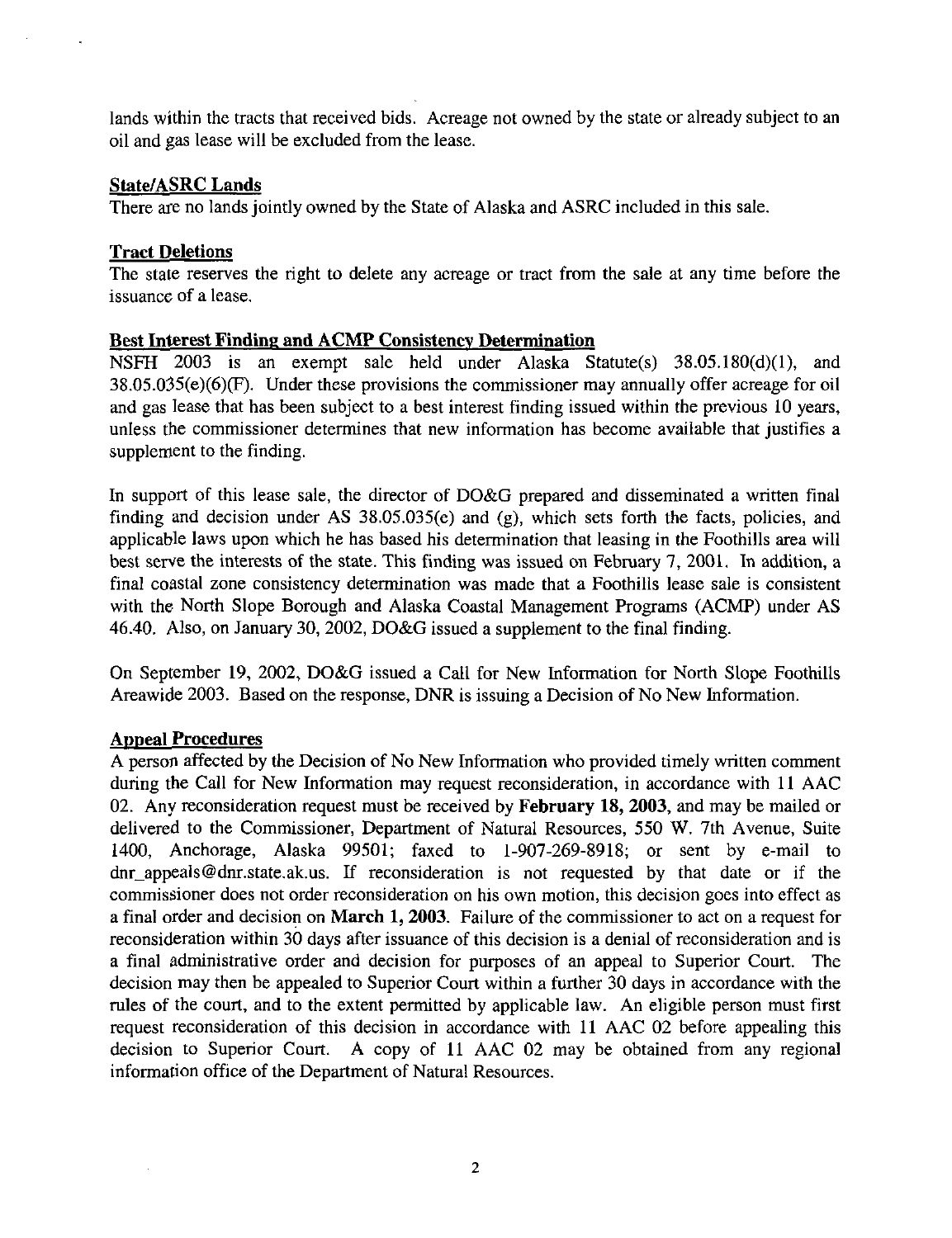lands within the tracts that received bids. Acreage not owned by the state or already subject to an oil and gas lease will be excluded from the lease.

## State/ASRC Lands

There are no lands jointly owned by the State of Alaska and ASRC included in this sale.

## Tract Deletions

The state reserves the right to delete any acreage or tract from the sale at any time before the issuance of a lease.

## Best Interest Finding and ACMP Consistency Determination

NSFH 2003 is an exempt sale held under Alaska Statute(s) 38.05.180(d)(1), and 38.05.035(e)(6)(F). Under these provisions the commissioner may annually offer acreage for oil and gas lease that has been subject to a best interest finding issued within the previous 10 years, unless the commissioner determines that new information has become available that justifies a supplement to the finding.

In support of this lease sale, the director of DO&G prepared and disseminated a written final finding and decision under AS 38.05.035(e) and (g), which sets forth the facts, policies, and applicable laws upon which he has based his determination that leasing in the Foothills area will best serve the interests of the state. This finding was issued on February 7, 2001. In addition, a final coastal zone consistency determination was made that a Foothills lease sale is consistent with the North Slope Borough and Alaska Coastal Management Programs (ACMP) under AS 46.40. Also, on January 30, 2002, DO&G issued a supplement to the final finding.

On September 19, 2002, DO&G issued a Call for New Information for North Slope Foothills Areawide 2003. Based on the response, DNR is issuing a Decision of No New Information.

## Appeal Procedures

A person affected by the Decision of No New Information who provided timely written comment during the Call for New Information may request reconsideration, in accordance with 11 AAC 02. Any reconsideration request must be received by **February 18, 2003**, and may be mailed or delivered to the Commissioner, Department of Natural Resources, 550 W. 7th Avenue, Suite 1400, Anchorage, Alaska 99501; faxed to 1-907-269-8918; or sent by e-mail to dnr_appeals@dnr.state.ak.us. If reconsideration is not requested by that date or if the commissioner does not order reconsideration on his own motion, this decision goes into effect as a final order and decision on **March 1, 2003**. Failure of the commissioner to act on a request for reconsideration within 30 days after issuance of this decision is a denial of reconsideration and is a final administrative order and decision for purposes of an appeal to Superior Court. The decision may then be appealed to Superior Court within a further 30 days in accordance with the rules of the court, and to the extent permitted by applicable law. An eligible person must first request reconsideration of this decision in accordance with 11 AAC 02 before appealing this decision to Superior Court. A copy of 11 AAC 02 may be obtained from any regional information office of the Department of Natural Resources.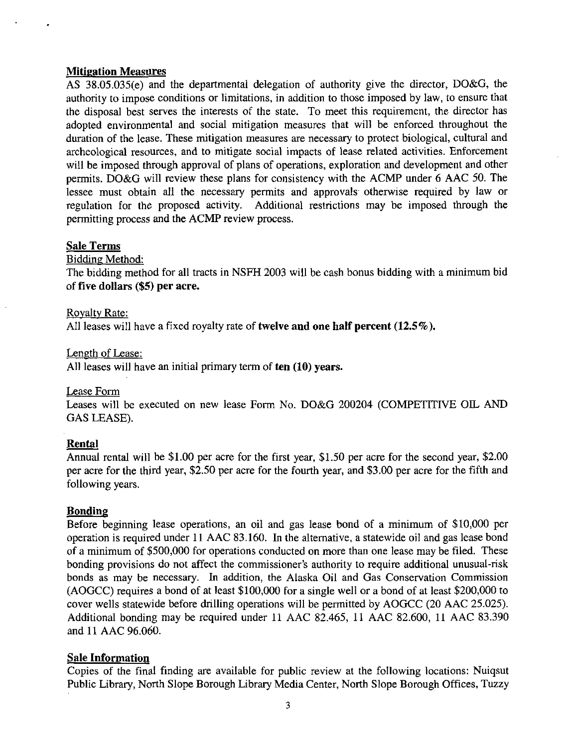**Mitigation Measures**

AS 38.05.035(e) and the departmental delegation of authority give the director, DO&G, the authority to impose conditions or limitations, in addition to those imposed by law, to ensure that the disposal best serves the interests of the state. To meet this requirement, the director has adopted environmental and social mitigation measures that will be enforced throughout the duration of the lease. These mitigation measures are necessary to protect biological, cultural and archeological resources, and to mitigate social impacts of lease related activities. Enforcement will be imposed through approval of plans of operations, exploration and development and other permits. DO&G will review these plans for consistency with the ACMP under 6 AAC 50. The lessee must obtain all the necessary permits and approvals otherwise required by law or regulation for the proposed activity. Additional restrictions may be imposed through the permitting process and the ACMP review process.

**Sale Terms**

Bidding Method:

The bidding method for all tracts in NSFH 2003 will be cash bonus bidding with a minimum bid of **five dollars ($5) per acre.**

Royalty Rate:

All leases will have a fixed royalty rate of **twelve and one half percent (12.5%).**

Length of Lease:

All leases will have an initial primary term of **ten (10) years.**

Lease Form

Leases will be executed on new lease Form No. DO&G 200204 (COMPETITIVE OIL AND GAS LEASE).

**Rental**

Annual rental will be $1.00 per acre for the first year, $1.50 per acre for the second year, $2.00 per acre for the third year, $2.50 per acre for the fourth year, and $3.00 per acre for the fifth and following years.

**Bonding**

Before beginning lease operations, an oil and gas lease bond of a minimum of $10,000 per operation is required under 11 AAC 83.160. In the alternative, a statewide oil and gas lease bond of a minimum of $500,000 for operations conducted on more than one lease may be filed. These bonding provisions do not affect the commissioner's authority to require additional unusual-risk bonds as may be necessary. In addition, the Alaska Oil and Gas Conservation Commission (AOGCC) requires a bond of at least $100,000 for a single well or a bond of at least $200,000 to cover wells statewide before drilling operations will be permitted by AOGCC (20 AAC 25.025). Additional bonding may be required under 11 AAC 82.465, 11 AAC 82.600, 11 AAC 83.390 and 11 AAC 96.060.

**Sale Information**

Copies of the final finding are available for public review at the following locations: Nuiqsut Public Library, North Slope Borough Library Media Center, North Slope Borough Offices, Tuzzy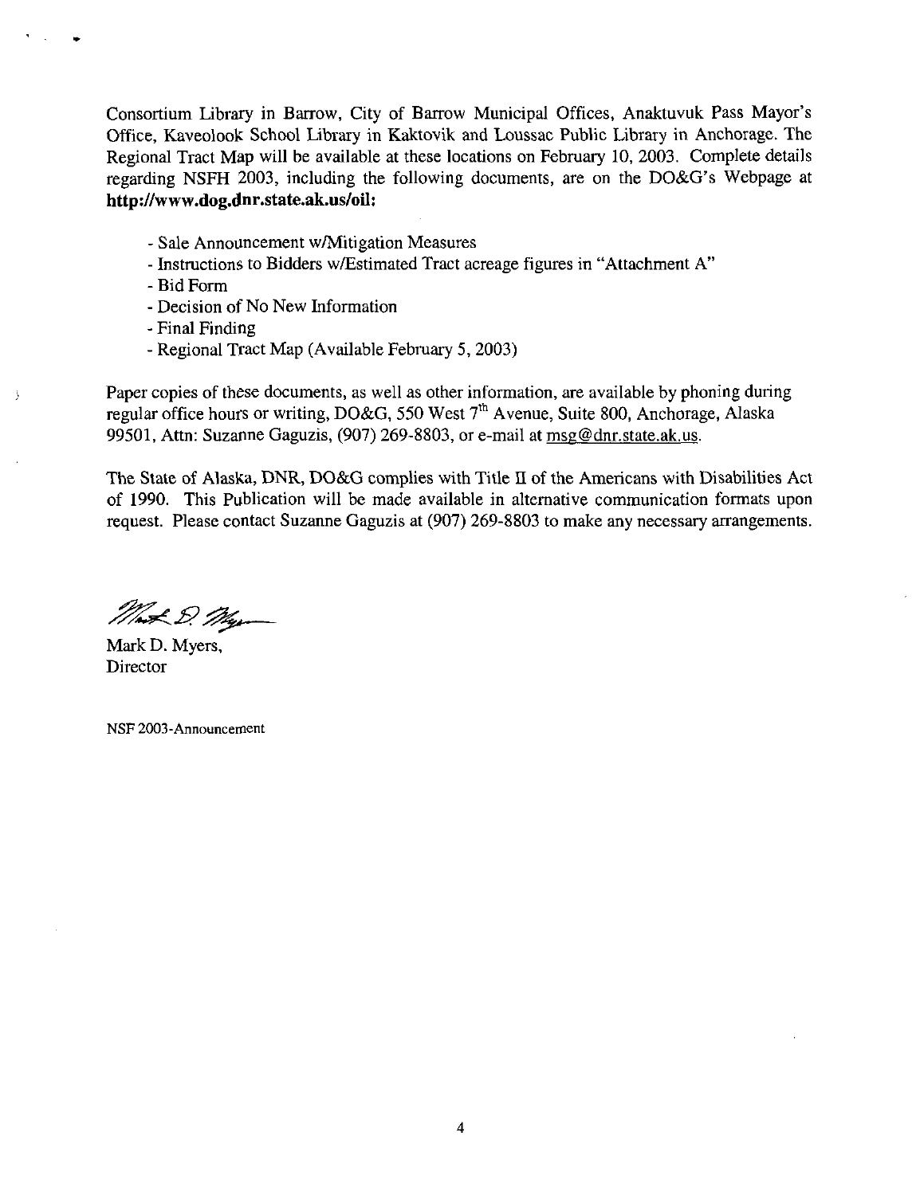Consortium Library in Barrow, City of Barrow Municipal Offices, Anaktuvuk Pass Mayor's Office, Kaveolook School Library in Kaktovik and Loussac Public Library in Anchorage. The Regional Tract Map will be available at these locations on February 10, 2003. Complete details regarding NSFH 2003, including the following documents, are on the DO&G's Webpage at **http://www.dog.dnr.state.ak.us/oil:**

- Sale Announcement w/Mitigation Measures
- Instructions to Bidders w/Estimated Tract acreage figures in "Attachment A"
- Bid Form
- Decision of No New Information
- Final Finding
- Regional Tract Map (Available February 5, 2003)

Paper copies of these documents, as well as other information, are available by phoning during regular office hours or writing, DO&G, 550 West 7th Avenue, Suite 800, Anchorage, Alaska 99501, Attn: Suzanne Gaguzis, (907) 269-8803, or e-mail at msg@dnr.state.ak.us.

The State of Alaska, DNR, DO&G complies with Title II of the Americans with Disabilities Act of 1990. This Publication will be made available in alternative communication formats upon request. Please contact Suzanne Gaguzis at (907) 269-8803 to make any necessary arrangements.

Mark D. Myers,
Director

NSF 2003-Announcement